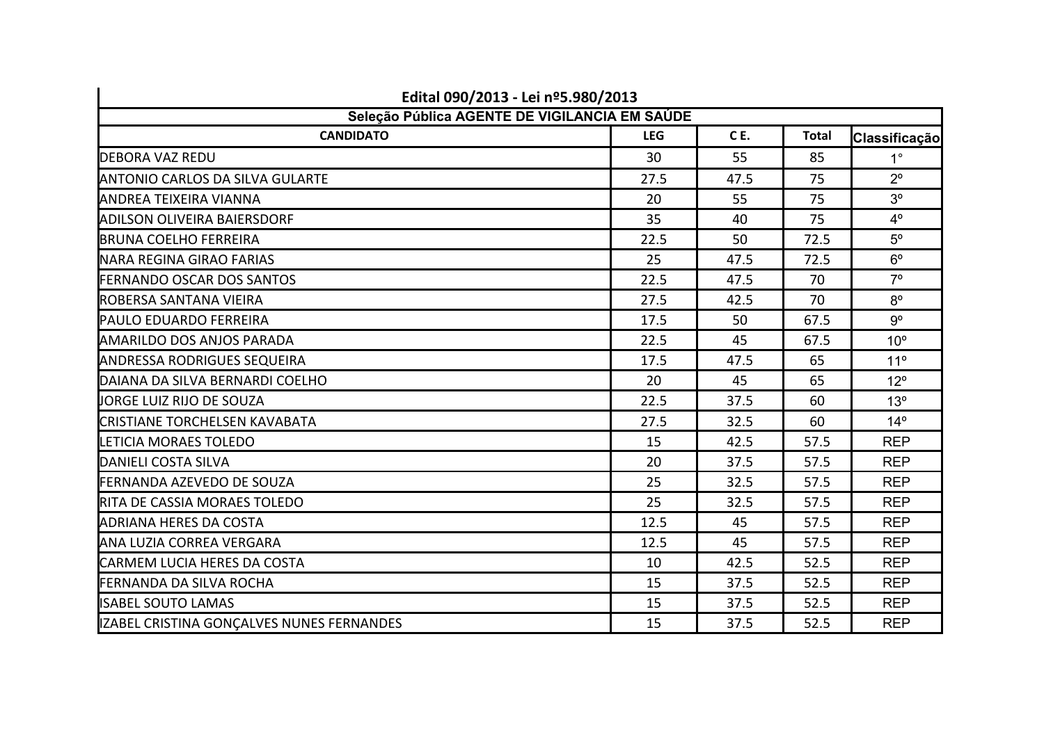| Edital 090/2013 - Lei nº5.980/2013 | | | | |
|---|---|---|---|---|
| **Seleção Pública AGENTE DE VIGILANCIA EM SAÚDE** | | | | |
| **CANDIDATO** | **LEG** | **C E.** | **Total** | **Classificação** |
| DEBORA VAZ REDU | 30 | 55 | 85 | 1° |
| ANTONIO CARLOS DA SILVA GULARTE | 27.5 | 47.5 | 75 | 2º |
| ANDREA TEIXEIRA VIANNA | 20 | 55 | 75 | 3º |
| ADILSON OLIVEIRA BAIERSDORF | 35 | 40 | 75 | 4º |
| BRUNA COELHO FERREIRA | 22.5 | 50 | 72.5 | 5º |
| NARA REGINA GIRAO FARIAS | 25 | 47.5 | 72.5 | 6º |
| FERNANDO OSCAR DOS SANTOS | 22.5 | 47.5 | 70 | 7º |
| ROBERSA SANTANA VIEIRA | 27.5 | 42.5 | 70 | 8º |
| PAULO EDUARDO FERREIRA | 17.5 | 50 | 67.5 | 9º |
| AMARILDO DOS ANJOS PARADA | 22.5 | 45 | 67.5 | 10º |
| ANDRESSA RODRIGUES SEQUEIRA | 17.5 | 47.5 | 65 | 11º |
| DAIANA DA SILVA BERNARDI COELHO | 20 | 45 | 65 | 12º |
| JORGE LUIZ RIJO DE SOUZA | 22.5 | 37.5 | 60 | 13º |
| CRISTIANE TORCHELSEN KAVABATA | 27.5 | 32.5 | 60 | 14º |
| LETICIA MORAES TOLEDO | 15 | 42.5 | 57.5 | REP |
| DANIELI COSTA SILVA | 20 | 37.5 | 57.5 | REP |
| FERNANDA AZEVEDO DE SOUZA | 25 | 32.5 | 57.5 | REP |
| RITA DE CASSIA MORAES TOLEDO | 25 | 32.5 | 57.5 | REP |
| ADRIANA HERES DA COSTA | 12.5 | 45 | 57.5 | REP |
| ANA LUZIA CORREA VERGARA | 12.5 | 45 | 57.5 | REP |
| CARMEM LUCIA HERES DA COSTA | 10 | 42.5 | 52.5 | REP |
| FERNANDA DA SILVA ROCHA | 15 | 37.5 | 52.5 | REP |
| ISABEL SOUTO LAMAS | 15 | 37.5 | 52.5 | REP |
| IZABEL CRISTINA GONÇALVES NUNES FERNANDES | 15 | 37.5 | 52.5 | REP |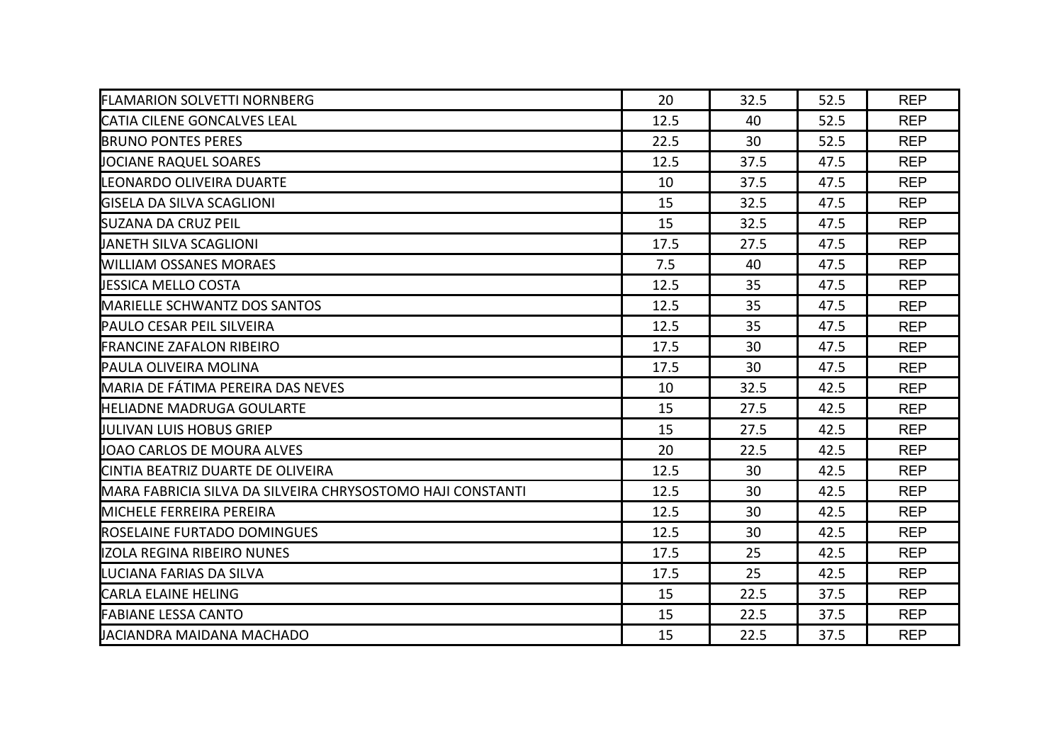| | | | | |
|---|---|---|---|---|
| FLAMARION SOLVETTI NORNBERG | 20 | 32.5 | 52.5 | REP |
| CATIA CILENE GONCALVES LEAL | 12.5 | 40 | 52.5 | REP |
| BRUNO PONTES PERES | 22.5 | 30 | 52.5 | REP |
| JOCIANE RAQUEL SOARES | 12.5 | 37.5 | 47.5 | REP |
| LEONARDO OLIVEIRA DUARTE | 10 | 37.5 | 47.5 | REP |
| GISELA DA SILVA SCAGLIONI | 15 | 32.5 | 47.5 | REP |
| SUZANA DA CRUZ PEIL | 15 | 32.5 | 47.5 | REP |
| JANETH SILVA SCAGLIONI | 17.5 | 27.5 | 47.5 | REP |
| WILLIAM OSSANES MORAES | 7.5 | 40 | 47.5 | REP |
| JESSICA MELLO COSTA | 12.5 | 35 | 47.5 | REP |
| MARIELLE SCHWANTZ DOS SANTOS | 12.5 | 35 | 47.5 | REP |
| PAULO CESAR PEIL SILVEIRA | 12.5 | 35 | 47.5 | REP |
| FRANCINE ZAFALON RIBEIRO | 17.5 | 30 | 47.5 | REP |
| PAULA OLIVEIRA MOLINA | 17.5 | 30 | 47.5 | REP |
| MARIA DE FÁTIMA PEREIRA DAS NEVES | 10 | 32.5 | 42.5 | REP |
| HELIADNE MADRUGA GOULARTE | 15 | 27.5 | 42.5 | REP |
| JULIVAN LUIS HOBUS GRIEP | 15 | 27.5 | 42.5 | REP |
| JOAO CARLOS DE MOURA ALVES | 20 | 22.5 | 42.5 | REP |
| CINTIA BEATRIZ DUARTE DE OLIVEIRA | 12.5 | 30 | 42.5 | REP |
| MARA FABRICIA SILVA DA SILVEIRA CHRYSOSTOMO HAJI CONSTANTI | 12.5 | 30 | 42.5 | REP |
| MICHELE FERREIRA PEREIRA | 12.5 | 30 | 42.5 | REP |
| ROSELAINE FURTADO DOMINGUES | 12.5 | 30 | 42.5 | REP |
| IZOLA REGINA RIBEIRO NUNES | 17.5 | 25 | 42.5 | REP |
| LUCIANA FARIAS DA SILVA | 17.5 | 25 | 42.5 | REP |
| CARLA ELAINE HELING | 15 | 22.5 | 37.5 | REP |
| FABIANE LESSA CANTO | 15 | 22.5 | 37.5 | REP |
| JACIANDRA MAIDANA MACHADO | 15 | 22.5 | 37.5 | REP |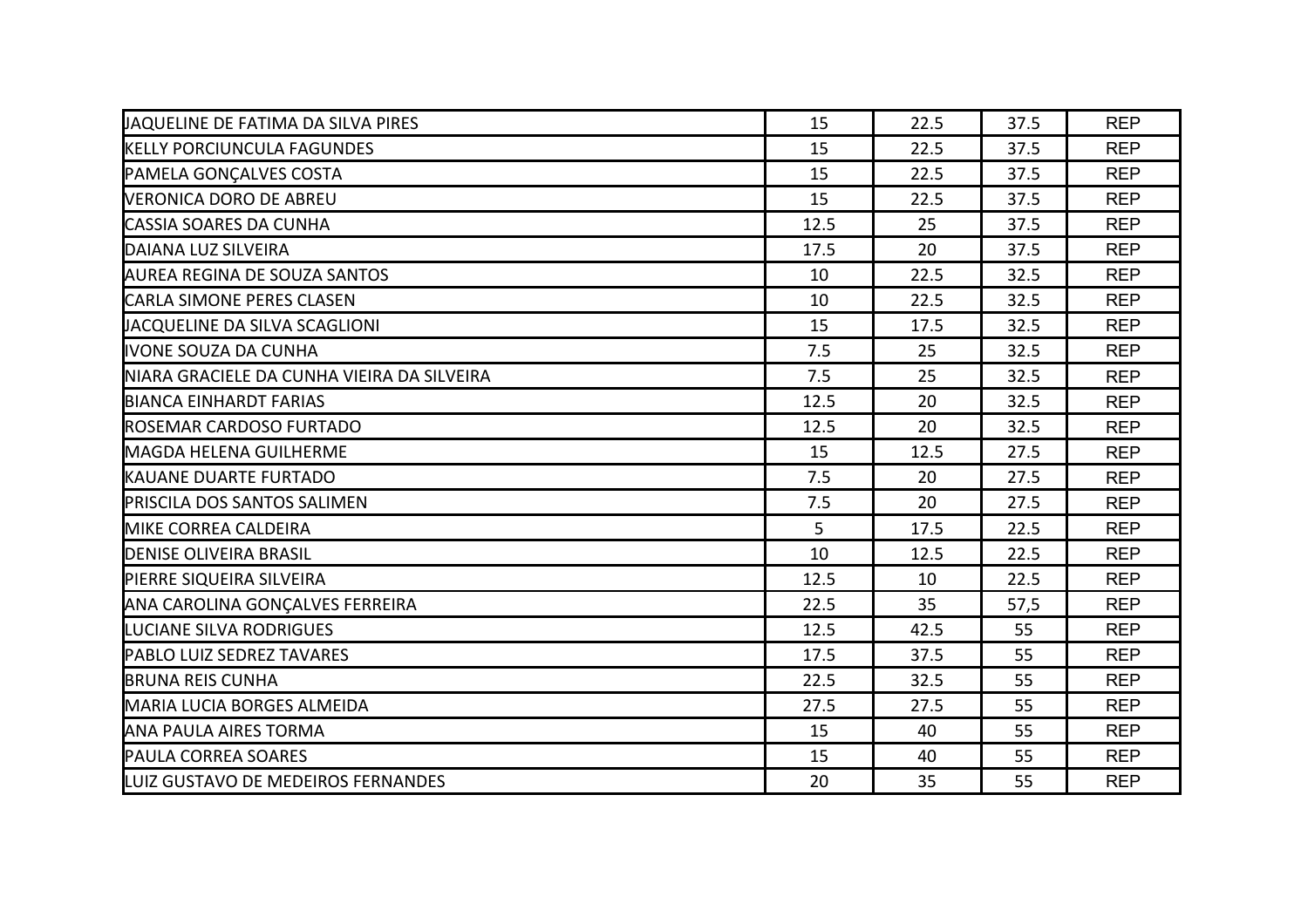| | | | | |
|---|---|---|---|---|
| JAQUELINE DE FATIMA DA SILVA PIRES | 15 | 22.5 | 37.5 | REP |
| KELLY PORCIUNCULA FAGUNDES | 15 | 22.5 | 37.5 | REP |
| PAMELA GONÇALVES COSTA | 15 | 22.5 | 37.5 | REP |
| VERONICA DORO DE ABREU | 15 | 22.5 | 37.5 | REP |
| CASSIA SOARES DA CUNHA | 12.5 | 25 | 37.5 | REP |
| DAIANA LUZ SILVEIRA | 17.5 | 20 | 37.5 | REP |
| AUREA REGINA DE SOUZA SANTOS | 10 | 22.5 | 32.5 | REP |
| CARLA SIMONE PERES CLASEN | 10 | 22.5 | 32.5 | REP |
| JACQUELINE DA SILVA SCAGLIONI | 15 | 17.5 | 32.5 | REP |
| IVONE SOUZA DA CUNHA | 7.5 | 25 | 32.5 | REP |
| NIARA GRACIELE DA CUNHA VIEIRA DA SILVEIRA | 7.5 | 25 | 32.5 | REP |
| BIANCA EINHARDT FARIAS | 12.5 | 20 | 32.5 | REP |
| ROSEMAR CARDOSO FURTADO | 12.5 | 20 | 32.5 | REP |
| MAGDA HELENA GUILHERME | 15 | 12.5 | 27.5 | REP |
| KAUANE DUARTE FURTADO | 7.5 | 20 | 27.5 | REP |
| PRISCILA DOS SANTOS SALIMEN | 7.5 | 20 | 27.5 | REP |
| MIKE CORREA CALDEIRA | 5 | 17.5 | 22.5 | REP |
| DENISE OLIVEIRA BRASIL | 10 | 12.5 | 22.5 | REP |
| PIERRE SIQUEIRA SILVEIRA | 12.5 | 10 | 22.5 | REP |
| ANA CAROLINA GONÇALVES FERREIRA | 22.5 | 35 | 57,5 | REP |
| LUCIANE SILVA RODRIGUES | 12.5 | 42.5 | 55 | REP |
| PABLO LUIZ SEDREZ TAVARES | 17.5 | 37.5 | 55 | REP |
| BRUNA REIS CUNHA | 22.5 | 32.5 | 55 | REP |
| MARIA LUCIA BORGES ALMEIDA | 27.5 | 27.5 | 55 | REP |
| ANA PAULA AIRES TORMA | 15 | 40 | 55 | REP |
| PAULA CORREA SOARES | 15 | 40 | 55 | REP |
| LUIZ GUSTAVO DE MEDEIROS FERNANDES | 20 | 35 | 55 | REP |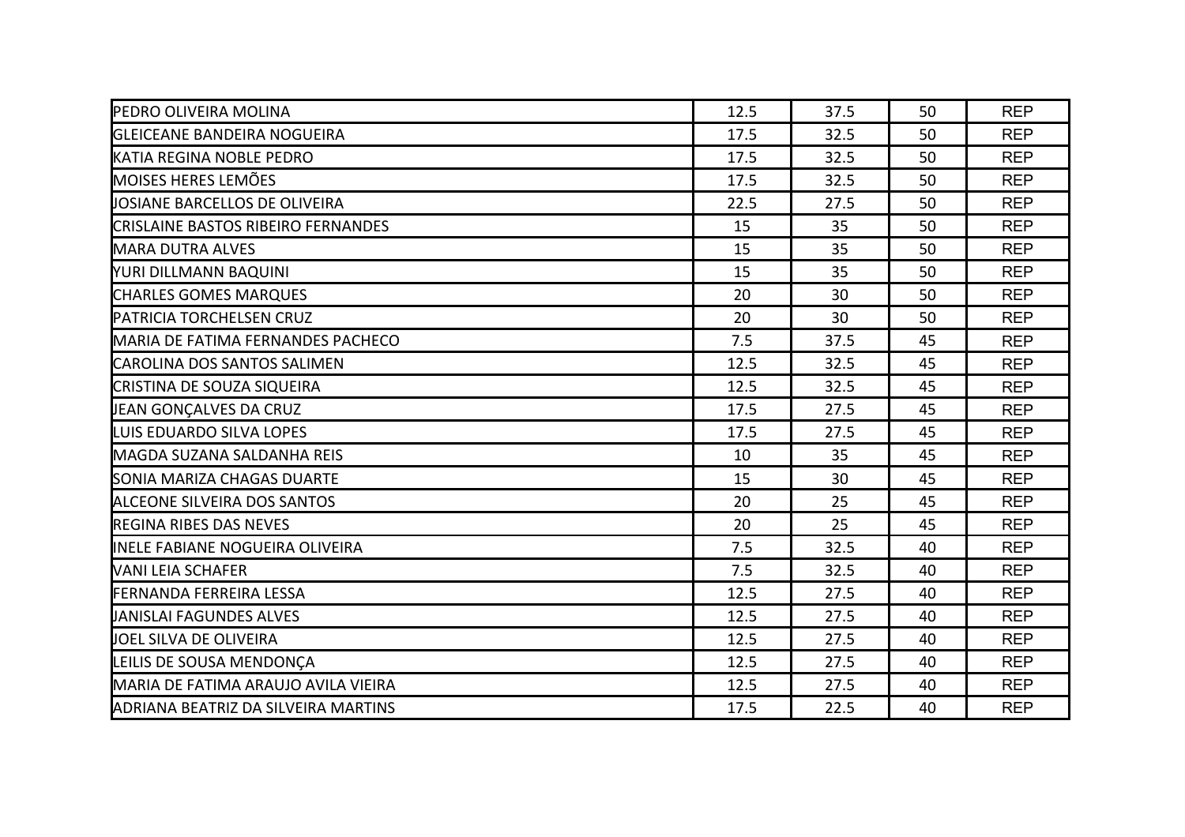| | | | | |
|---|---|---|---|---|
| PEDRO OLIVEIRA MOLINA | 12.5 | 37.5 | 50 | REP |
| GLEICEANE BANDEIRA NOGUEIRA | 17.5 | 32.5 | 50 | REP |
| KATIA REGINA NOBLE PEDRO | 17.5 | 32.5 | 50 | REP |
| MOISES HERES LEMÕES | 17.5 | 32.5 | 50 | REP |
| JOSIANE BARCELLOS DE OLIVEIRA | 22.5 | 27.5 | 50 | REP |
| CRISLAINE BASTOS RIBEIRO FERNANDES | 15 | 35 | 50 | REP |
| MARA DUTRA ALVES | 15 | 35 | 50 | REP |
| YURI DILLMANN BAQUINI | 15 | 35 | 50 | REP |
| CHARLES GOMES MARQUES | 20 | 30 | 50 | REP |
| PATRICIA TORCHELSEN CRUZ | 20 | 30 | 50 | REP |
| MARIA DE FATIMA FERNANDES PACHECO | 7.5 | 37.5 | 45 | REP |
| CAROLINA DOS SANTOS SALIMEN | 12.5 | 32.5 | 45 | REP |
| CRISTINA DE SOUZA SIQUEIRA | 12.5 | 32.5 | 45 | REP |
| JEAN GONÇALVES DA CRUZ | 17.5 | 27.5 | 45 | REP |
| LUIS EDUARDO SILVA LOPES | 17.5 | 27.5 | 45 | REP |
| MAGDA SUZANA SALDANHA REIS | 10 | 35 | 45 | REP |
| SONIA MARIZA CHAGAS DUARTE | 15 | 30 | 45 | REP |
| ALCEONE SILVEIRA DOS SANTOS | 20 | 25 | 45 | REP |
| REGINA RIBES DAS NEVES | 20 | 25 | 45 | REP |
| INELE FABIANE NOGUEIRA OLIVEIRA | 7.5 | 32.5 | 40 | REP |
| VANI LEIA SCHAFER | 7.5 | 32.5 | 40 | REP |
| FERNANDA FERREIRA LESSA | 12.5 | 27.5 | 40 | REP |
| JANISLAI FAGUNDES ALVES | 12.5 | 27.5 | 40 | REP |
| JOEL SILVA DE OLIVEIRA | 12.5 | 27.5 | 40 | REP |
| LEILIS DE SOUSA MENDONÇA | 12.5 | 27.5 | 40 | REP |
| MARIA DE FATIMA ARAUJO AVILA VIEIRA | 12.5 | 27.5 | 40 | REP |
| ADRIANA BEATRIZ DA SILVEIRA MARTINS | 17.5 | 22.5 | 40 | REP |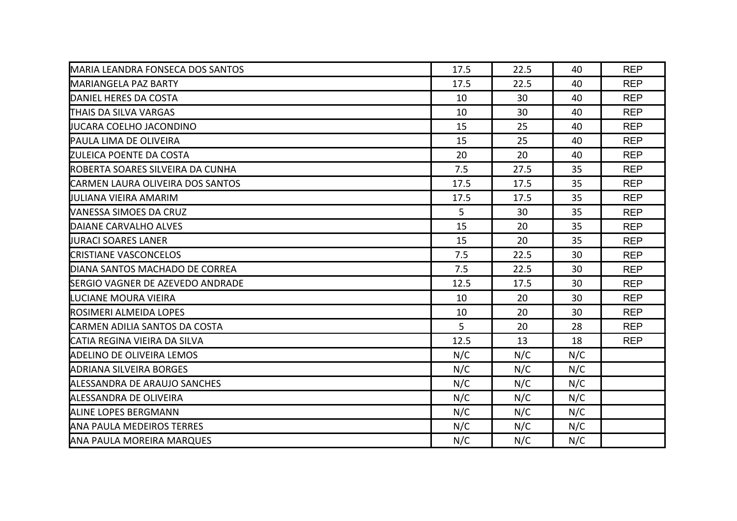| | | | | |
|---|---|---|---|---|
| MARIA LEANDRA FONSECA DOS SANTOS | 17.5 | 22.5 | 40 | REP |
| MARIANGELA PAZ BARTY | 17.5 | 22.5 | 40 | REP |
| DANIEL HERES DA COSTA | 10 | 30 | 40 | REP |
| THAIS DA SILVA VARGAS | 10 | 30 | 40 | REP |
| JUCARA COELHO JACONDINO | 15 | 25 | 40 | REP |
| PAULA LIMA DE OLIVEIRA | 15 | 25 | 40 | REP |
| ZULEICA POENTE DA COSTA | 20 | 20 | 40 | REP |
| ROBERTA SOARES SILVEIRA DA CUNHA | 7.5 | 27.5 | 35 | REP |
| CARMEN LAURA OLIVEIRA DOS SANTOS | 17.5 | 17.5 | 35 | REP |
| JULIANA VIEIRA AMARIM | 17.5 | 17.5 | 35 | REP |
| VANESSA SIMOES DA CRUZ | 5 | 30 | 35 | REP |
| DAIANE CARVALHO ALVES | 15 | 20 | 35 | REP |
| JURACI SOARES LANER | 15 | 20 | 35 | REP |
| CRISTIANE VASCONCELOS | 7.5 | 22.5 | 30 | REP |
| DIANA SANTOS MACHADO DE CORREA | 7.5 | 22.5 | 30 | REP |
| SERGIO VAGNER DE AZEVEDO ANDRADE | 12.5 | 17.5 | 30 | REP |
| LUCIANE MOURA VIEIRA | 10 | 20 | 30 | REP |
| ROSIMERI ALMEIDA LOPES | 10 | 20 | 30 | REP |
| CARMEN ADILIA SANTOS DA COSTA | 5 | 20 | 28 | REP |
| CATIA REGINA VIEIRA DA SILVA | 12.5 | 13 | 18 | REP |
| ADELINO DE OLIVEIRA LEMOS | N/C | N/C | N/C | |
| ADRIANA SILVEIRA BORGES | N/C | N/C | N/C | |
| ALESSANDRA DE ARAUJO SANCHES | N/C | N/C | N/C | |
| ALESSANDRA DE OLIVEIRA | N/C | N/C | N/C | |
| ALINE LOPES BERGMANN | N/C | N/C | N/C | |
| ANA PAULA MEDEIROS TERRES | N/C | N/C | N/C | |
| ANA PAULA MOREIRA MARQUES | N/C | N/C | N/C | |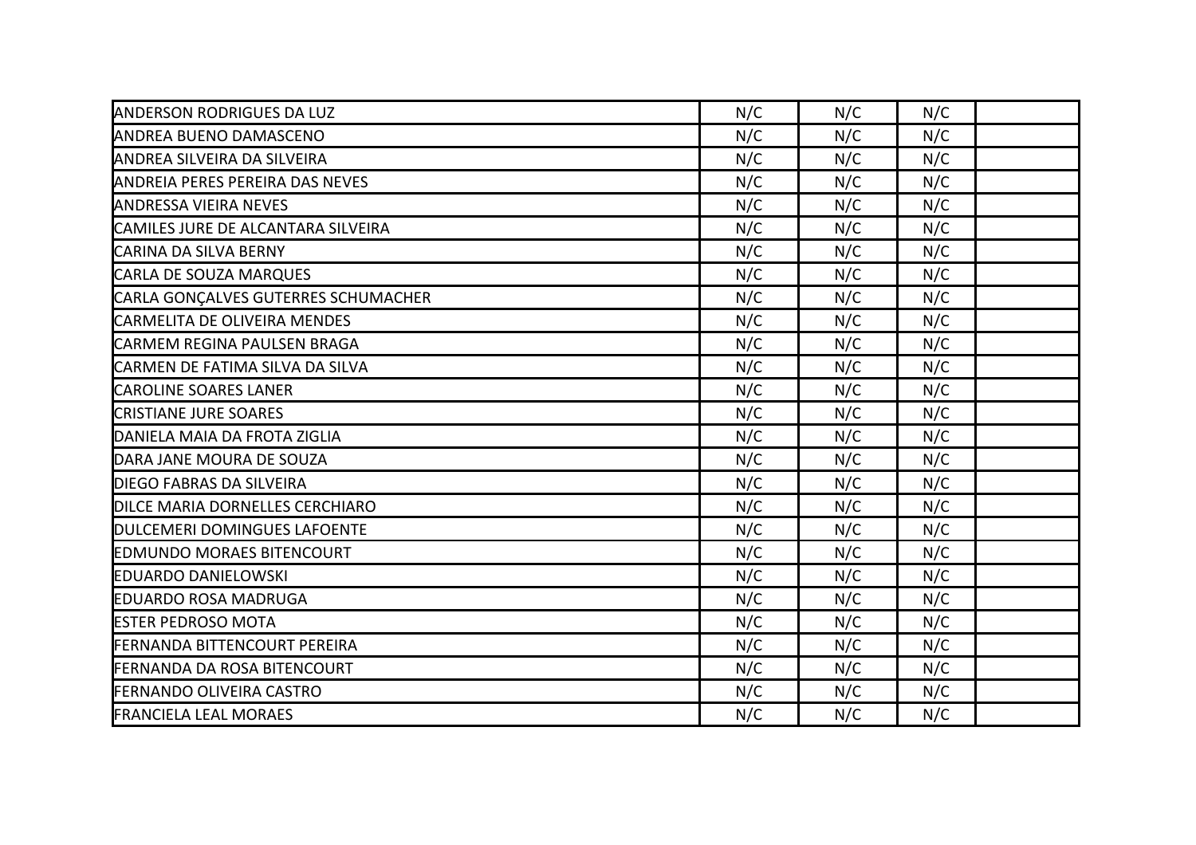| | | | | |
|---|---|---|---|---|
| ANDERSON RODRIGUES DA LUZ | N/C | N/C | N/C | |
| ANDREA BUENO DAMASCENO | N/C | N/C | N/C | |
| ANDREA SILVEIRA DA SILVEIRA | N/C | N/C | N/C | |
| ANDREIA PERES PEREIRA DAS NEVES | N/C | N/C | N/C | |
| ANDRESSA VIEIRA NEVES | N/C | N/C | N/C | |
| CAMILES JURE DE ALCANTARA SILVEIRA | N/C | N/C | N/C | |
| CARINA DA SILVA BERNY | N/C | N/C | N/C | |
| CARLA DE SOUZA MARQUES | N/C | N/C | N/C | |
| CARLA GONÇALVES GUTERRES SCHUMACHER | N/C | N/C | N/C | |
| CARMELITA DE OLIVEIRA MENDES | N/C | N/C | N/C | |
| CARMEM REGINA PAULSEN BRAGA | N/C | N/C | N/C | |
| CARMEN DE FATIMA SILVA DA SILVA | N/C | N/C | N/C | |
| CAROLINE SOARES LANER | N/C | N/C | N/C | |
| CRISTIANE JURE SOARES | N/C | N/C | N/C | |
| DANIELA MAIA DA FROTA ZIGLIA | N/C | N/C | N/C | |
| DARA JANE MOURA DE SOUZA | N/C | N/C | N/C | |
| DIEGO FABRAS DA SILVEIRA | N/C | N/C | N/C | |
| DILCE MARIA DORNELLES CERCHIARO | N/C | N/C | N/C | |
| DULCEMERI DOMINGUES LAFOENTE | N/C | N/C | N/C | |
| EDMUNDO MORAES BITENCOURT | N/C | N/C | N/C | |
| EDUARDO DANIELOWSKI | N/C | N/C | N/C | |
| EDUARDO ROSA MADRUGA | N/C | N/C | N/C | |
| ESTER PEDROSO MOTA | N/C | N/C | N/C | |
| FERNANDA BITTENCOURT PEREIRA | N/C | N/C | N/C | |
| FERNANDA DA ROSA BITENCOURT | N/C | N/C | N/C | |
| FERNANDO OLIVEIRA CASTRO | N/C | N/C | N/C | |
| FRANCIELA LEAL MORAES | N/C | N/C | N/C | |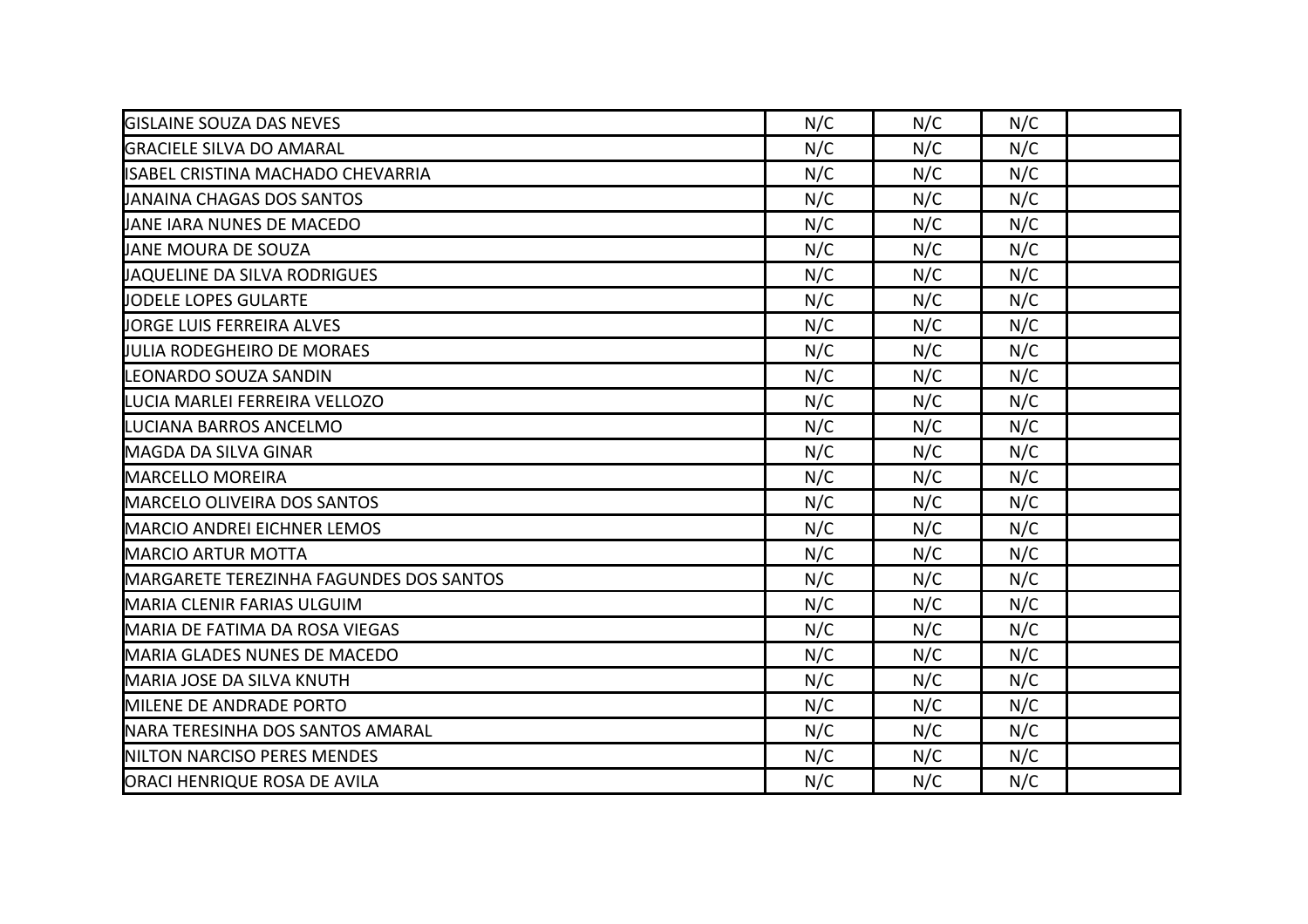| | | | | |
|---|---|---|---|---|
| GISLAINE SOUZA DAS NEVES | N/C | N/C | N/C | |
| GRACIELE SILVA DO AMARAL | N/C | N/C | N/C | |
| ISABEL CRISTINA MACHADO CHEVARRIA | N/C | N/C | N/C | |
| JANAINA CHAGAS DOS SANTOS | N/C | N/C | N/C | |
| JANE IARA NUNES DE MACEDO | N/C | N/C | N/C | |
| JANE MOURA DE SOUZA | N/C | N/C | N/C | |
| JAQUELINE DA SILVA RODRIGUES | N/C | N/C | N/C | |
| JODELE LOPES GULARTE | N/C | N/C | N/C | |
| JORGE LUIS FERREIRA ALVES | N/C | N/C | N/C | |
| JULIA RODEGHEIRO DE MORAES | N/C | N/C | N/C | |
| LEONARDO SOUZA SANDIN | N/C | N/C | N/C | |
| LUCIA MARLEI FERREIRA VELLOZO | N/C | N/C | N/C | |
| LUCIANA BARROS ANCELMO | N/C | N/C | N/C | |
| MAGDA DA SILVA GINAR | N/C | N/C | N/C | |
| MARCELLO MOREIRA | N/C | N/C | N/C | |
| MARCELO OLIVEIRA DOS SANTOS | N/C | N/C | N/C | |
| MARCIO ANDREI EICHNER LEMOS | N/C | N/C | N/C | |
| MARCIO ARTUR MOTTA | N/C | N/C | N/C | |
| MARGARETE TEREZINHA FAGUNDES DOS SANTOS | N/C | N/C | N/C | |
| MARIA CLENIR FARIAS ULGUIM | N/C | N/C | N/C | |
| MARIA DE FATIMA DA ROSA VIEGAS | N/C | N/C | N/C | |
| MARIA GLADES NUNES DE MACEDO | N/C | N/C | N/C | |
| MARIA JOSE DA SILVA KNUTH | N/C | N/C | N/C | |
| MILENE DE ANDRADE PORTO | N/C | N/C | N/C | |
| NARA TERESINHA DOS SANTOS AMARAL | N/C | N/C | N/C | |
| NILTON NARCISO PERES MENDES | N/C | N/C | N/C | |
| ORACI HENRIQUE ROSA DE AVILA | N/C | N/C | N/C | |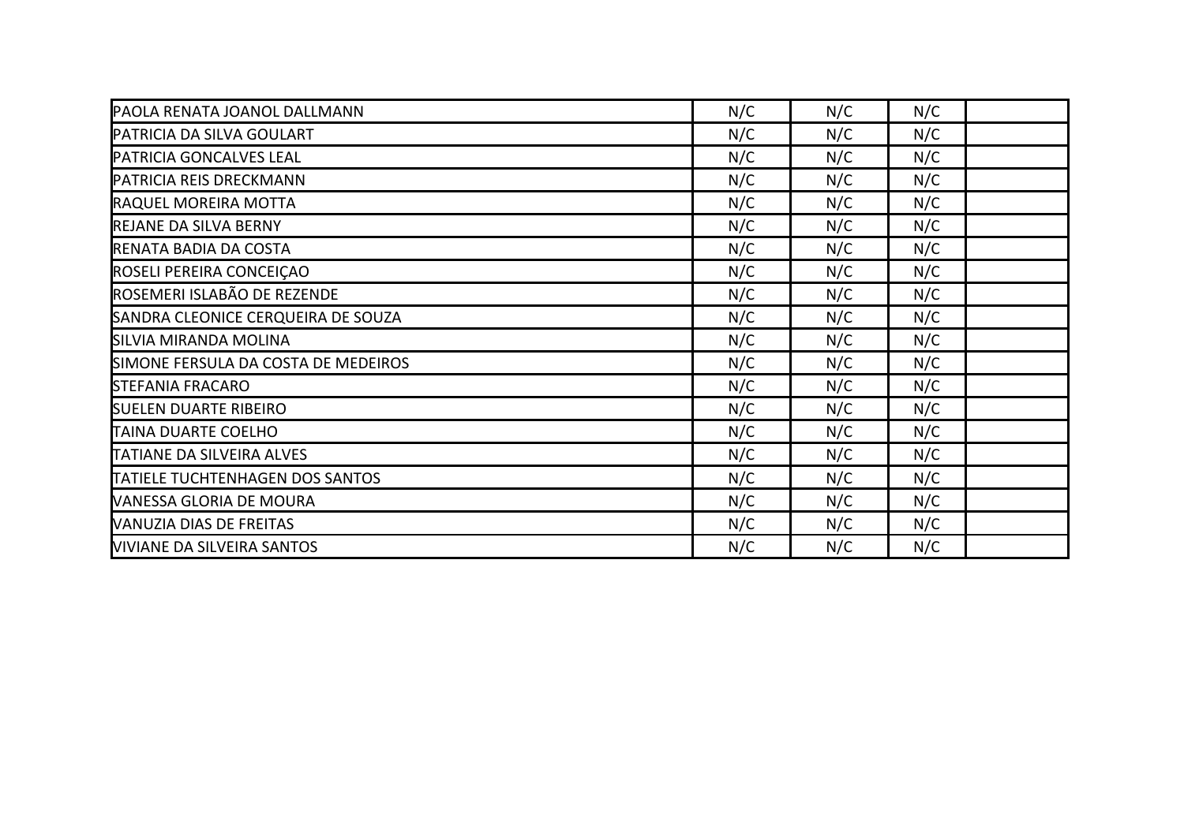| | | | | |
|---|---|---|---|---|
| PAOLA RENATA JOANOL DALLMANN | N/C | N/C | N/C | |
| PATRICIA DA SILVA GOULART | N/C | N/C | N/C | |
| PATRICIA GONCALVES LEAL | N/C | N/C | N/C | |
| PATRICIA REIS DRECKMANN | N/C | N/C | N/C | |
| RAQUEL MOREIRA MOTTA | N/C | N/C | N/C | |
| REJANE DA SILVA BERNY | N/C | N/C | N/C | |
| RENATA BADIA DA COSTA | N/C | N/C | N/C | |
| ROSELI PEREIRA CONCEIÇAO | N/C | N/C | N/C | |
| ROSEMERI ISLABÃO DE REZENDE | N/C | N/C | N/C | |
| SANDRA CLEONICE CERQUEIRA DE SOUZA | N/C | N/C | N/C | |
| SILVIA MIRANDA MOLINA | N/C | N/C | N/C | |
| SIMONE FERSULA DA COSTA DE MEDEIROS | N/C | N/C | N/C | |
| STEFANIA FRACARO | N/C | N/C | N/C | |
| SUELEN DUARTE RIBEIRO | N/C | N/C | N/C | |
| TAINA DUARTE COELHO | N/C | N/C | N/C | |
| TATIANE DA SILVEIRA ALVES | N/C | N/C | N/C | |
| TATIELE TUCHTENHAGEN DOS SANTOS | N/C | N/C | N/C | |
| VANESSA GLORIA DE MOURA | N/C | N/C | N/C | |
| VANUZIA DIAS DE FREITAS | N/C | N/C | N/C | |
| VIVIANE DA SILVEIRA SANTOS | N/C | N/C | N/C | |